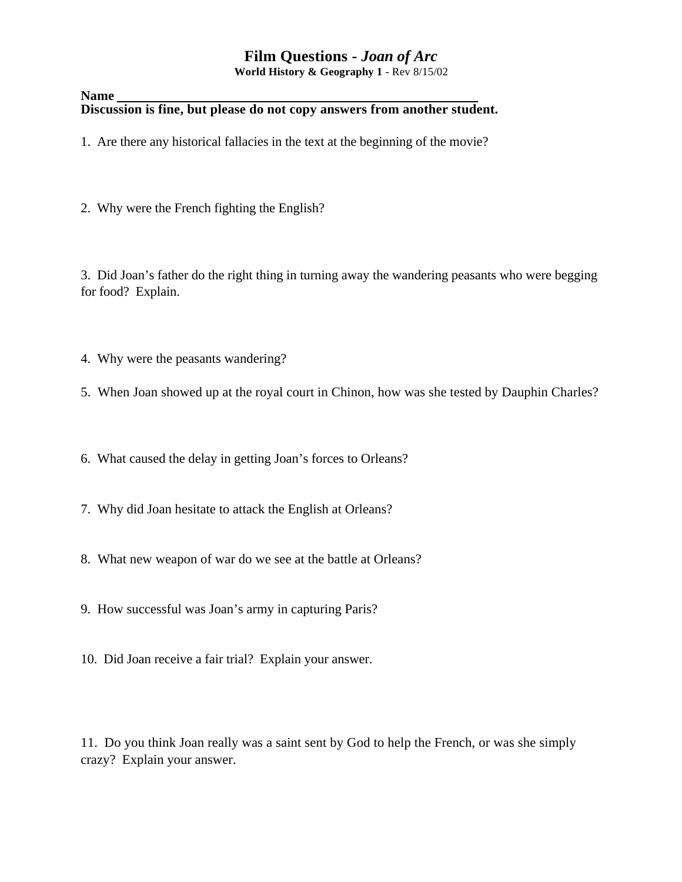# Film Questions - *Joan of Arc*

**World History & Geography 1** - Rev 8/15/02

**Name** ______________________________________________

**Discussion is fine, but please do not copy answers from another student.**

1. Are there any historical fallacies in the text at the beginning of the movie?

2. Why were the French fighting the English?

3. Did Joan's father do the right thing in turning away the wandering peasants who were begging for food? Explain.

4. Why were the peasants wandering?

5. When Joan showed up at the royal court in Chinon, how was she tested by Dauphin Charles?

6. What caused the delay in getting Joan's forces to Orleans?

7. Why did Joan hesitate to attack the English at Orleans?

8. What new weapon of war do we see at the battle at Orleans?

9. How successful was Joan's army in capturing Paris?

10. Did Joan receive a fair trial? Explain your answer.

11. Do you think Joan really was a saint sent by God to help the French, or was she simply crazy? Explain your answer.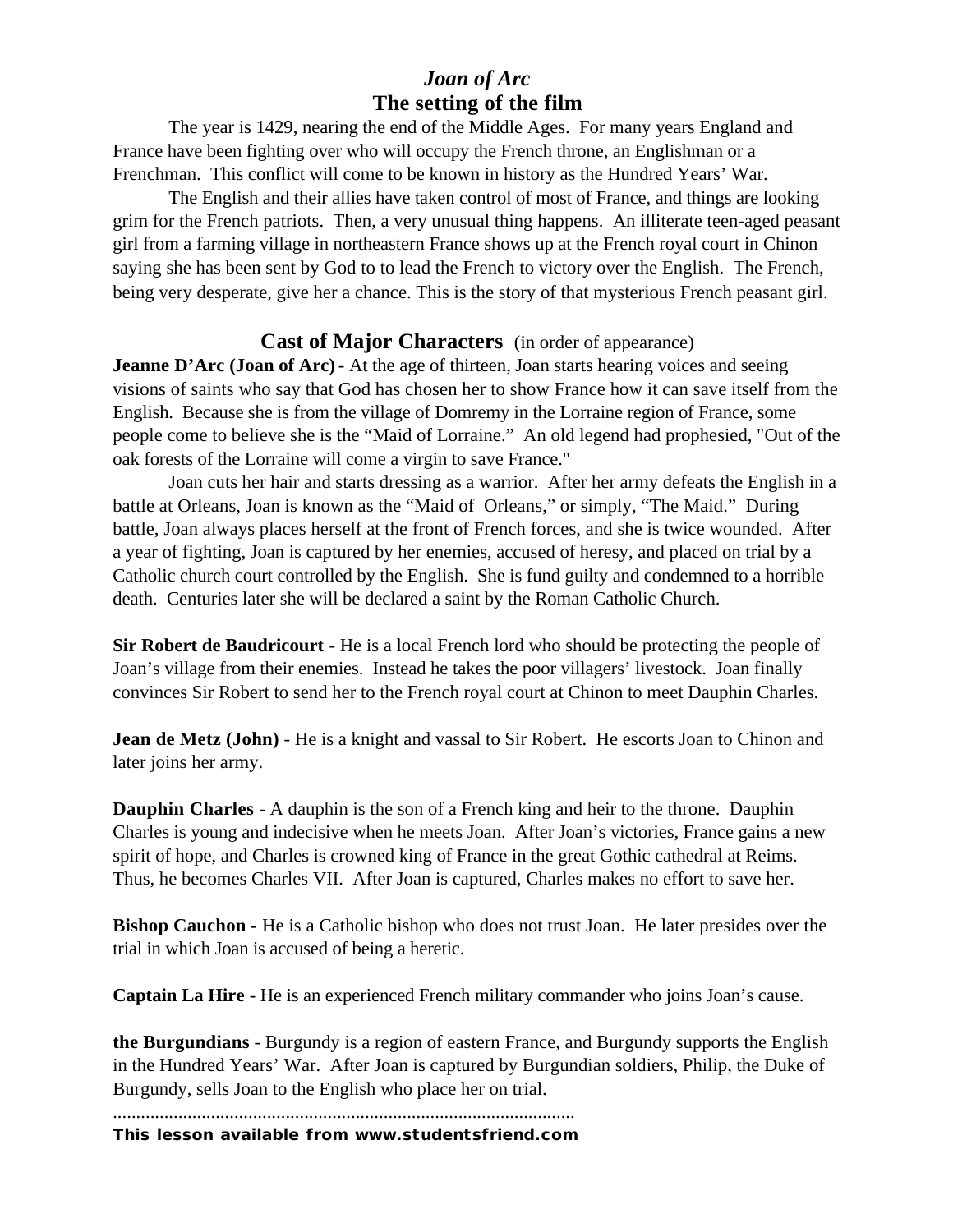# *Joan of Arc*

## The setting of the film

The year is 1429, nearing the end of the Middle Ages. For many years England and France have been fighting over who will occupy the French throne, an Englishman or a Frenchman. This conflict will come to be known in history as the Hundred Years' War.

The English and their allies have taken control of most of France, and things are looking grim for the French patriots. Then, a very unusual thing happens. An illiterate teen-aged peasant girl from a farming village in northeastern France shows up at the French royal court in Chinon saying she has been sent by God to to lead the French to victory over the English. The French, being very desperate, give her a chance. This is the story of that mysterious French peasant girl.

## Cast of Major Characters (in order of appearance)

**Jeanne D'Arc (Joan of Arc)** - At the age of thirteen, Joan starts hearing voices and seeing visions of saints who say that God has chosen her to show France how it can save itself from the English. Because she is from the village of Domremy in the Lorraine region of France, some people come to believe she is the "Maid of Lorraine." An old legend had prophesied, "Out of the oak forests of the Lorraine will come a virgin to save France."

Joan cuts her hair and starts dressing as a warrior. After her army defeats the English in a battle at Orleans, Joan is known as the "Maid of Orleans," or simply, "The Maid." During battle, Joan always places herself at the front of French forces, and she is twice wounded. After a year of fighting, Joan is captured by her enemies, accused of heresy, and placed on trial by a Catholic church court controlled by the English. She is fund guilty and condemned to a horrible death. Centuries later she will be declared a saint by the Roman Catholic Church.

**Sir Robert de Baudricourt** - He is a local French lord who should be protecting the people of Joan's village from their enemies. Instead he takes the poor villagers' livestock. Joan finally convinces Sir Robert to send her to the French royal court at Chinon to meet Dauphin Charles.

**Jean de Metz (John)** - He is a knight and vassal to Sir Robert. He escorts Joan to Chinon and later joins her army.

**Dauphin Charles** - A dauphin is the son of a French king and heir to the throne. Dauphin Charles is young and indecisive when he meets Joan. After Joan's victories, France gains a new spirit of hope, and Charles is crowned king of France in the great Gothic cathedral at Reims. Thus, he becomes Charles VII. After Joan is captured, Charles makes no effort to save her.

**Bishop Cauchon -** He is a Catholic bishop who does not trust Joan. He later presides over the trial in which Joan is accused of being a heretic.

**Captain La Hire** - He is an experienced French military commander who joins Joan's cause.

**the Burgundians** - Burgundy is a region of eastern France, and Burgundy supports the English in the Hundred Years' War. After Joan is captured by Burgundian soldiers, Philip, the Duke of Burgundy, sells Joan to the English who place her on trial.

**This lesson available from www.studentsfriend.com**